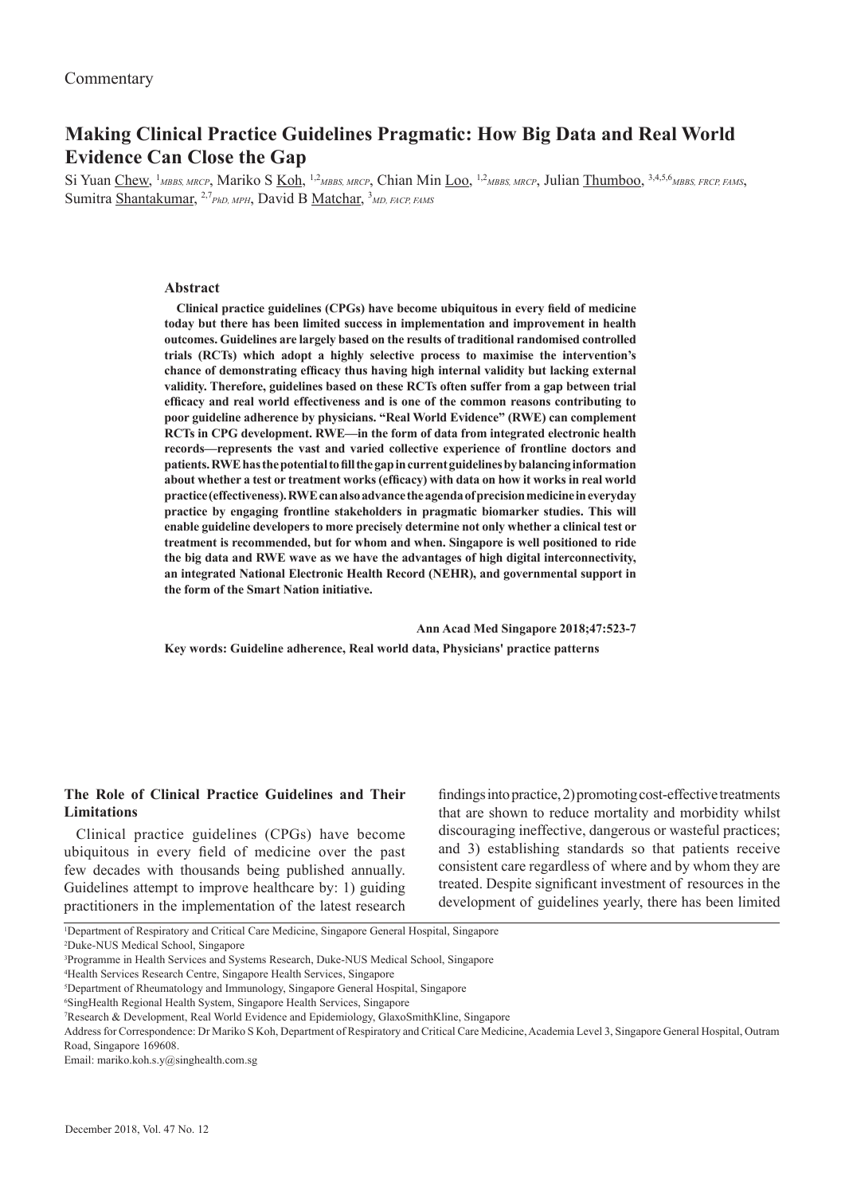Commentary

# Making Clinical Practice Guidelines Pragmatic: How Big Data and Real World Evidence Can Close the Gap

Si Yuan Chew, [1]*MBBS, MRCP*, Mariko S Koh, [1,2]*MBBS, MRCP*, Chian Min Loo, [1,2]*MBBS, MRCP*, Julian Thumboo, [3,4,5,6]*MBBS, FRCP, FAMS*, Sumitra Shantakumar, [2,7]*PhD, MPH*, David B Matchar, [3]*MD, FACP, FAMS*

### Abstract

**Clinical practice guidelines (CPGs) have become ubiquitous in every field of medicine today but there has been limited success in implementation and improvement in health outcomes. Guidelines are largely based on the results of traditional randomised controlled trials (RCTs) which adopt a highly selective process to maximise the intervention's chance of demonstrating efficacy thus having high internal validity but lacking external validity. Therefore, guidelines based on these RCTs often suffer from a gap between trial efficacy and real world effectiveness and is one of the common reasons contributing to poor guideline adherence by physicians. "Real World Evidence" (RWE) can complement RCTs in CPG development. RWE—in the form of data from integrated electronic health records—represents the vast and varied collective experience of frontline doctors and patients. RWE has the potential to fill the gap in current guidelines by balancing information about whether a test or treatment works (efficacy) with data on how it works in real world practice (effectiveness). RWE can also advance the agenda of precision medicine in everyday practice by engaging frontline stakeholders in pragmatic biomarker studies. This will enable guideline developers to more precisely determine not only whether a clinical test or treatment is recommended, but for whom and when. Singapore is well positioned to ride the big data and RWE wave as we have the advantages of high digital interconnectivity, an integrated National Electronic Health Record (NEHR), and governmental support in the form of the Smart Nation initiative.**

**Ann Acad Med Singapore 2018;47:523-7**

**Key words: Guideline adherence, Real world data, Physicians' practice patterns**

## The Role of Clinical Practice Guidelines and Their Limitations

Clinical practice guidelines (CPGs) have become ubiquitous in every field of medicine over the past few decades with thousands being published annually. Guidelines attempt to improve healthcare by: 1) guiding practitioners in the implementation of the latest research findings into practice, 2) promoting cost-effective treatments that are shown to reduce mortality and morbidity whilst discouraging ineffective, dangerous or wasteful practices; and 3) establishing standards so that patients receive consistent care regardless of where and by whom they are treated. Despite significant investment of resources in the development of guidelines yearly, there has been limited

[1]Department of Respiratory and Critical Care Medicine, Singapore General Hospital, Singapore
[2]Duke-NUS Medical School, Singapore
[3]Programme in Health Services and Systems Research, Duke-NUS Medical School, Singapore
[4]Health Services Research Centre, Singapore Health Services, Singapore
[5]Department of Rheumatology and Immunology, Singapore General Hospital, Singapore
[6]SingHealth Regional Health System, Singapore Health Services, Singapore
[7]Research & Development, Real World Evidence and Epidemiology, GlaxoSmithKline, Singapore

Address for Correspondence: Dr Mariko S Koh, Department of Respiratory and Critical Care Medicine, Academia Level 3, Singapore General Hospital, Outram Road, Singapore 169608.
Email: mariko.koh.s.y@singhealth.com.sg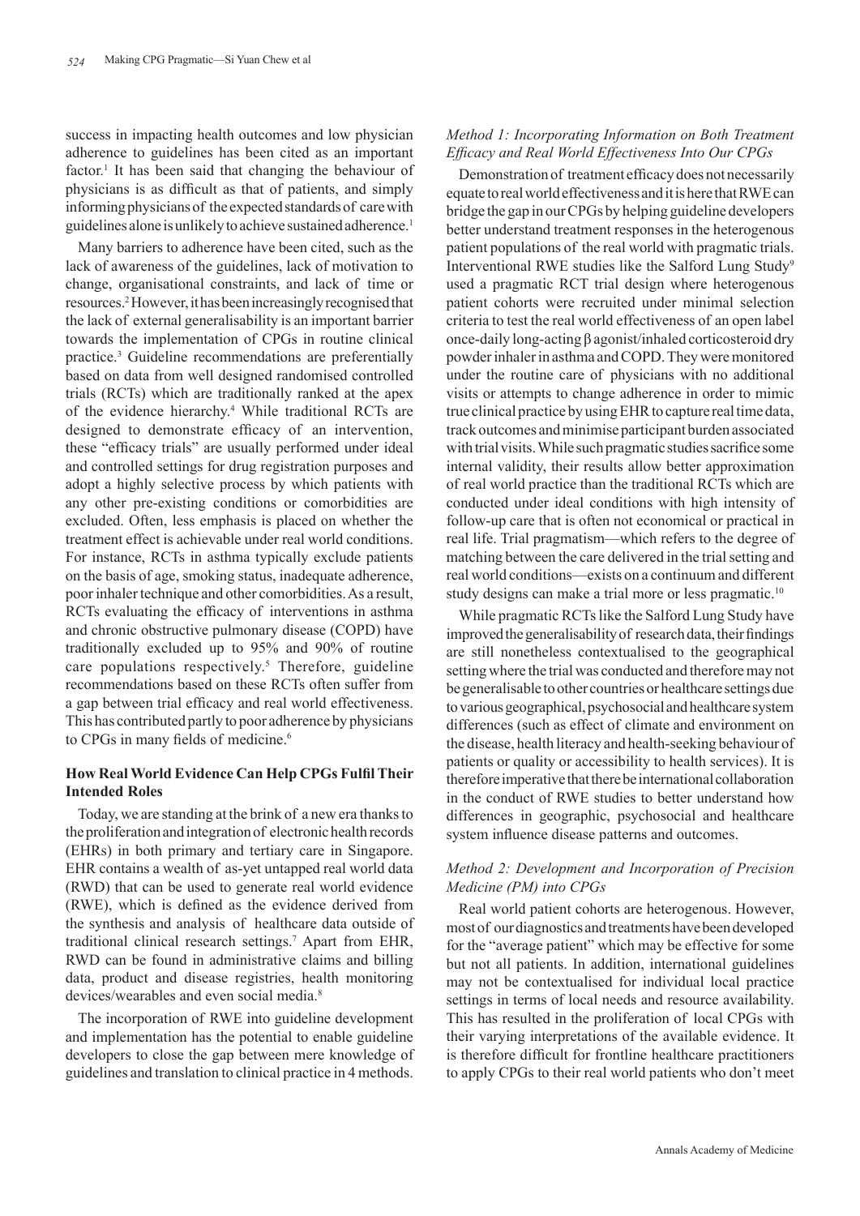success in impacting health outcomes and low physician adherence to guidelines has been cited as an important factor.[1] It has been said that changing the behaviour of physicians is as difficult as that of patients, and simply informing physicians of the expected standards of care with guidelines alone is unlikely to achieve sustained adherence.[1]

Many barriers to adherence have been cited, such as the lack of awareness of the guidelines, lack of motivation to change, organisational constraints, and lack of time or resources.[2] However, it has been increasingly recognised that the lack of external generalisability is an important barrier towards the implementation of CPGs in routine clinical practice.[3] Guideline recommendations are preferentially based on data from well designed randomised controlled trials (RCTs) which are traditionally ranked at the apex of the evidence hierarchy.[4] While traditional RCTs are designed to demonstrate efficacy of an intervention, these "efficacy trials" are usually performed under ideal and controlled settings for drug registration purposes and adopt a highly selective process by which patients with any other pre-existing conditions or comorbidities are excluded. Often, less emphasis is placed on whether the treatment effect is achievable under real world conditions. For instance, RCTs in asthma typically exclude patients on the basis of age, smoking status, inadequate adherence, poor inhaler technique and other comorbidities. As a result, RCTs evaluating the efficacy of interventions in asthma and chronic obstructive pulmonary disease (COPD) have traditionally excluded up to 95% and 90% of routine care populations respectively.[5] Therefore, guideline recommendations based on these RCTs often suffer from a gap between trial efficacy and real world effectiveness. This has contributed partly to poor adherence by physicians to CPGs in many fields of medicine.[6]

## How Real World Evidence Can Help CPGs Fulfil Their Intended Roles

Today, we are standing at the brink of a new era thanks to the proliferation and integration of electronic health records (EHRs) in both primary and tertiary care in Singapore. EHR contains a wealth of as-yet untapped real world data (RWD) that can be used to generate real world evidence (RWE), which is defined as the evidence derived from the synthesis and analysis of healthcare data outside of traditional clinical research settings.[7] Apart from EHR, RWD can be found in administrative claims and billing data, product and disease registries, health monitoring devices/wearables and even social media.[8]

The incorporation of RWE into guideline development and implementation has the potential to enable guideline developers to close the gap between mere knowledge of guidelines and translation to clinical practice in 4 methods.

### *Method 1: Incorporating Information on Both Treatment Efficacy and Real World Effectiveness Into Our CPGs*

Demonstration of treatment efficacy does not necessarily equate to real world effectiveness and it is here that RWE can bridge the gap in our CPGs by helping guideline developers better understand treatment responses in the heterogenous patient populations of the real world with pragmatic trials. Interventional RWE studies like the Salford Lung Study[9] used a pragmatic RCT trial design where heterogenous patient cohorts were recruited under minimal selection criteria to test the real world effectiveness of an open label once-daily long-acting β agonist/inhaled corticosteroid dry powder inhaler in asthma and COPD. They were monitored under the routine care of physicians with no additional visits or attempts to change adherence in order to mimic true clinical practice by using EHR to capture real time data, track outcomes and minimise participant burden associated with trial visits. While such pragmatic studies sacrifice some internal validity, their results allow better approximation of real world practice than the traditional RCTs which are conducted under ideal conditions with high intensity of follow-up care that is often not economical or practical in real life. Trial pragmatism—which refers to the degree of matching between the care delivered in the trial setting and real world conditions—exists on a continuum and different study designs can make a trial more or less pragmatic.[10]

While pragmatic RCTs like the Salford Lung Study have improved the generalisability of research data, their findings are still nonetheless contextualised to the geographical setting where the trial was conducted and therefore may not be generalisable to other countries or healthcare settings due to various geographical, psychosocial and healthcare system differences (such as effect of climate and environment on the disease, health literacy and health-seeking behaviour of patients or quality or accessibility to health services). It is therefore imperative that there be international collaboration in the conduct of RWE studies to better understand how differences in geographic, psychosocial and healthcare system influence disease patterns and outcomes.

### *Method 2: Development and Incorporation of Precision Medicine (PM) into CPGs*

Real world patient cohorts are heterogenous. However, most of our diagnostics and treatments have been developed for the "average patient" which may be effective for some but not all patients. In addition, international guidelines may not be contextualised for individual local practice settings in terms of local needs and resource availability. This has resulted in the proliferation of local CPGs with their varying interpretations of the available evidence. It is therefore difficult for frontline healthcare practitioners to apply CPGs to their real world patients who don't meet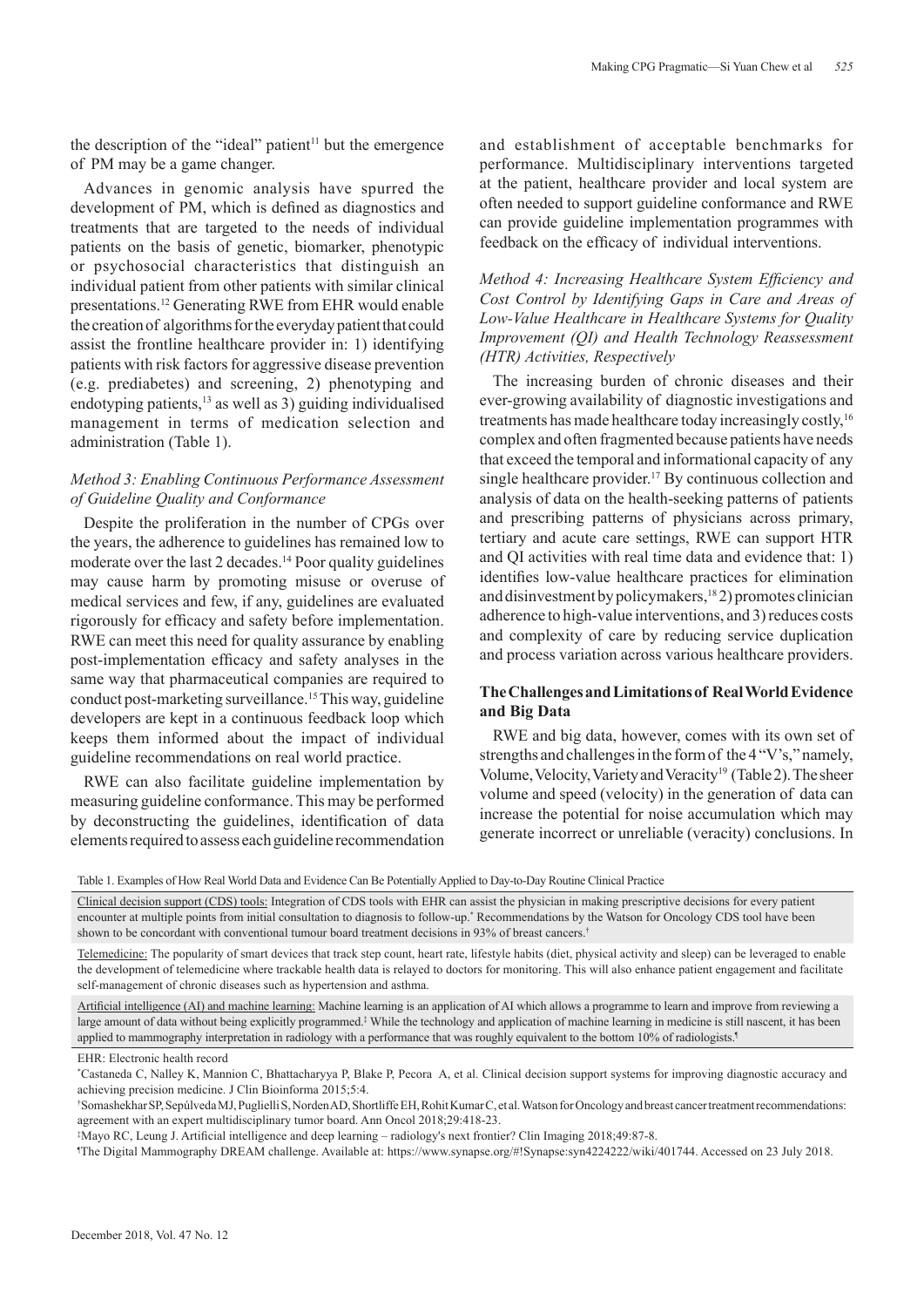the description of the "ideal" patient[11] but the emergence of PM may be a game changer.

Advances in genomic analysis have spurred the development of PM, which is defined as diagnostics and treatments that are targeted to the needs of individual patients on the basis of genetic, biomarker, phenotypic or psychosocial characteristics that distinguish an individual patient from other patients with similar clinical presentations.[12] Generating RWE from EHR would enable the creation of algorithms for the everyday patient that could assist the frontline healthcare provider in: 1) identifying patients with risk factors for aggressive disease prevention (e.g. prediabetes) and screening, 2) phenotyping and endotyping patients,[13] as well as 3) guiding individualised management in terms of medication selection and administration (Table 1).

### *Method 3: Enabling Continuous Performance Assessment of Guideline Quality and Conformance*

Despite the proliferation in the number of CPGs over the years, the adherence to guidelines has remained low to moderate over the last 2 decades.[14] Poor quality guidelines may cause harm by promoting misuse or overuse of medical services and few, if any, guidelines are evaluated rigorously for efficacy and safety before implementation. RWE can meet this need for quality assurance by enabling post-implementation efficacy and safety analyses in the same way that pharmaceutical companies are required to conduct post-marketing surveillance.[15] This way, guideline developers are kept in a continuous feedback loop which keeps them informed about the impact of individual guideline recommendations on real world practice.

RWE can also facilitate guideline implementation by measuring guideline conformance. This may be performed by deconstructing the guidelines, identification of data elements required to assess each guideline recommendation and establishment of acceptable benchmarks for performance. Multidisciplinary interventions targeted at the patient, healthcare provider and local system are often needed to support guideline conformance and RWE can provide guideline implementation programmes with feedback on the efficacy of individual interventions.

### *Method 4: Increasing Healthcare System Efficiency and Cost Control by Identifying Gaps in Care and Areas of Low-Value Healthcare in Healthcare Systems for Quality Improvement (QI) and Health Technology Reassessment (HTR) Activities, Respectively*

The increasing burden of chronic diseases and their ever-growing availability of diagnostic investigations and treatments has made healthcare today increasingly costly,[16] complex and often fragmented because patients have needs that exceed the temporal and informational capacity of any single healthcare provider.[17] By continuous collection and analysis of data on the health-seeking patterns of patients and prescribing patterns of physicians across primary, tertiary and acute care settings, RWE can support HTR and QI activities with real time data and evidence that: 1) identifies low-value healthcare practices for elimination and disinvestment by policymakers,[18] 2) promotes clinician adherence to high-value interventions, and 3) reduces costs and complexity of care by reducing service duplication and process variation across various healthcare providers.

## **The Challenges and Limitations of Real World Evidence and Big Data**

RWE and big data, however, comes with its own set of strengths and challenges in the form of the 4 "V's," namely, Volume, Velocity, Variety and Veracity[19] (Table 2). The sheer volume and speed (velocity) in the generation of data can increase the potential for noise accumulation which may generate incorrect or unreliable (veracity) conclusions. In

Table 1. Examples of How Real World Data and Evidence Can Be Potentially Applied to Day-to-Day Routine Clinical Practice

| |
|---|
| Clinical decision support (CDS) tools: Integration of CDS tools with EHR can assist the physician in making prescriptive decisions for every patient encounter at multiple points from initial consultation to diagnosis to follow-up.[*] Recommendations by the Watson for Oncology CDS tool have been shown to be concordant with conventional tumour board treatment decisions in 93% of breast cancers.[†] |
| Telemedicine: The popularity of smart devices that track step count, heart rate, lifestyle habits (diet, physical activity and sleep) can be leveraged to enable the development of telemedicine where trackable health data is relayed to doctors for monitoring. This will also enhance patient engagement and facilitate self-management of chronic diseases such as hypertension and asthma. |
| Artificial intelligence (AI) and machine learning: Machine learning is an application of AI which allows a programme to learn and improve from reviewing a large amount of data without being explicitly programmed.[‡] While the technology and application of machine learning in medicine is still nascent, it has been applied to mammography interpretation in radiology with a performance that was roughly equivalent to the bottom 10% of radiologists.[¶] |

EHR: Electronic health record

[*] Castaneda C, Nalley K, Mannion C, Bhattacharyya P, Blake P, Pecora A, et al. Clinical decision support systems for improving diagnostic accuracy and achieving precision medicine. J Clin Bioinforma 2015;5:4.

[†] Somashekhar SP, Sepúlveda MJ, Puglielli S, Norden AD, Shortliffe EH, Rohit Kumar C, et al. Watson for Oncology and breast cancer treatment recommendations: agreement with an expert multidisciplinary tumor board. Ann Oncol 2018;29:418-23.

[‡] Mayo RC, Leung J. Artificial intelligence and deep learning – radiology's next frontier? Clin Imaging 2018;49:87-8.

[¶] The Digital Mammography DREAM challenge. Available at: https://www.synapse.org/#!Synapse:syn4224222/wiki/401744. Accessed on 23 July 2018.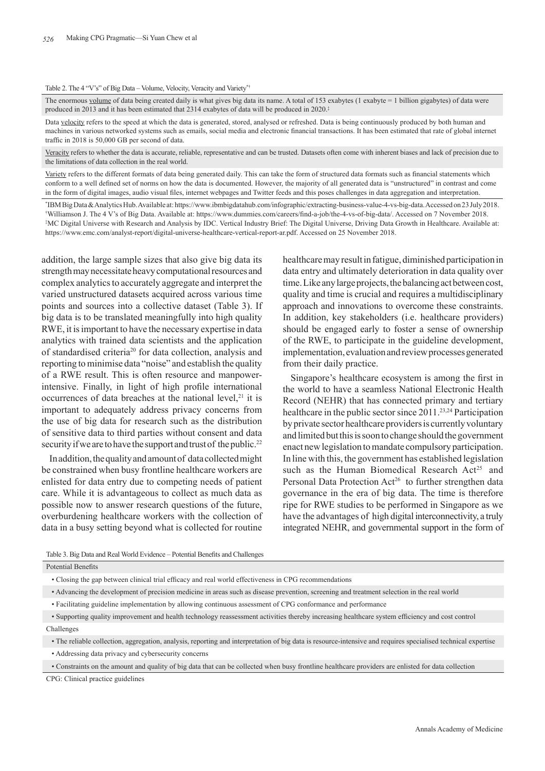Table 2. The 4 "V's" of Big Data – Volume, Velocity, Veracity and Variety[*†]

| |
|---|
| The enormous volume of data being created daily is what gives big data its name. A total of 153 exabytes (1 exabyte = 1 billion gigabytes) of data were produced in 2013 and it has been estimated that 2314 exabytes of data will be produced in 2020.[‡] |
| Data velocity refers to the speed at which the data is generated, stored, analysed or refreshed. Data is being continuously produced by both human and machines in various networked systems such as emails, social media and electronic financial transactions. It has been estimated that rate of global internet traffic in 2018 is 50,000 GB per second of data. |
| Veracity refers to whether the data is accurate, reliable, representative and can be trusted. Datasets often come with inherent biases and lack of precision due to the limitations of data collection in the real world. |
| Variety refers to the different formats of data being generated daily. This can take the form of structured data formats such as financial statements which conform to a well defined set of norms on how the data is documented. However, the majority of all generated data is "unstructured" in contrast and come in the form of digital images, audio visual files, internet webpages and Twitter feeds and this poses challenges in data aggregation and interpretation. |

[*]IBM Big Data & Analytics Hub. Available at: https://www.ibmbigdatahub.com/infographic/extracting-business-value-4-vs-big-data. Accessed on 23 July 2018.
[†]Williamson J. The 4 V's of Big Data. Available at: https://www.dummies.com/careers/find-a-job/the-4-vs-of-big-data/. Accessed on 7 November 2018.
[‡]MC Digital Universe with Research and Analysis by IDC. Vertical Industry Brief: The Digital Universe, Driving Data Growth in Healthcare. Available at: https://www.emc.com/analyst-report/digital-universe-healthcare-vertical-report-ar.pdf. Accessed on 25 November 2018.

addition, the large sample sizes that also give big data its strength may necessitate heavy computational resources and complex analytics to accurately aggregate and interpret the varied unstructured datasets acquired across various time points and sources into a collective dataset (Table 3). If big data is to be translated meaningfully into high quality RWE, it is important to have the necessary expertise in data analytics with trained data scientists and the application of standardised criteria[20] for data collection, analysis and reporting to minimise data "noise" and establish the quality of a RWE result. This is often resource and manpower-intensive. Finally, in light of high profile international occurrences of data breaches at the national level,[21] it is important to adequately address privacy concerns from the use of big data for research such as the distribution of sensitive data to third parties without consent and data security if we are to have the support and trust of the public.[22]

In addition, the quality and amount of data collected might be constrained when busy frontline healthcare workers are enlisted for data entry due to competing needs of patient care. While it is advantageous to collect as much data as possible now to answer research questions of the future, overburdening healthcare workers with the collection of data in a busy setting beyond what is collected for routine healthcare may result in fatigue, diminished participation in data entry and ultimately deterioration in data quality over time. Like any large projects, the balancing act between cost, quality and time is crucial and requires a multidisciplinary approach and innovations to overcome these constraints. In addition, key stakeholders (i.e. healthcare providers) should be engaged early to foster a sense of ownership of the RWE, to participate in the guideline development, implementation, evaluation and review processes generated from their daily practice.

Singapore's healthcare ecosystem is among the first in the world to have a seamless National Electronic Health Record (NEHR) that has connected primary and tertiary healthcare in the public sector since 2011.[23,24] Participation by private sector healthcare providers is currently voluntary and limited but this is soon to change should the government enact new legislation to mandate compulsory participation. In line with this, the government has established legislation such as the Human Biomedical Research Act[25] and Personal Data Protection Act[26] to further strengthen data governance in the era of big data. The time is therefore ripe for RWE studies to be performed in Singapore as we have the advantages of high digital interconnectivity, a truly integrated NEHR, and governmental support in the form of

Table 3. Big Data and Real World Evidence – Potential Benefits and Challenges

| |
|---|
| **Potential Benefits** |
| • Closing the gap between clinical trial efficacy and real world effectiveness in CPG recommendations |
| • Advancing the development of precision medicine in areas such as disease prevention, screening and treatment selection in the real world |
| • Facilitating guideline implementation by allowing continuous assessment of CPG conformance and performance |
| • Supporting quality improvement and health technology reassessment activities thereby increasing healthcare system efficiency and cost control |
| **Challenges** |
| • The reliable collection, aggregation, analysis, reporting and interpretation of big data is resource-intensive and requires specialised technical expertise |
| • Addressing data privacy and cybersecurity concerns |
| • Constraints on the amount and quality of big data that can be collected when busy frontline healthcare providers are enlisted for data collection |

CPG: Clinical practice guidelines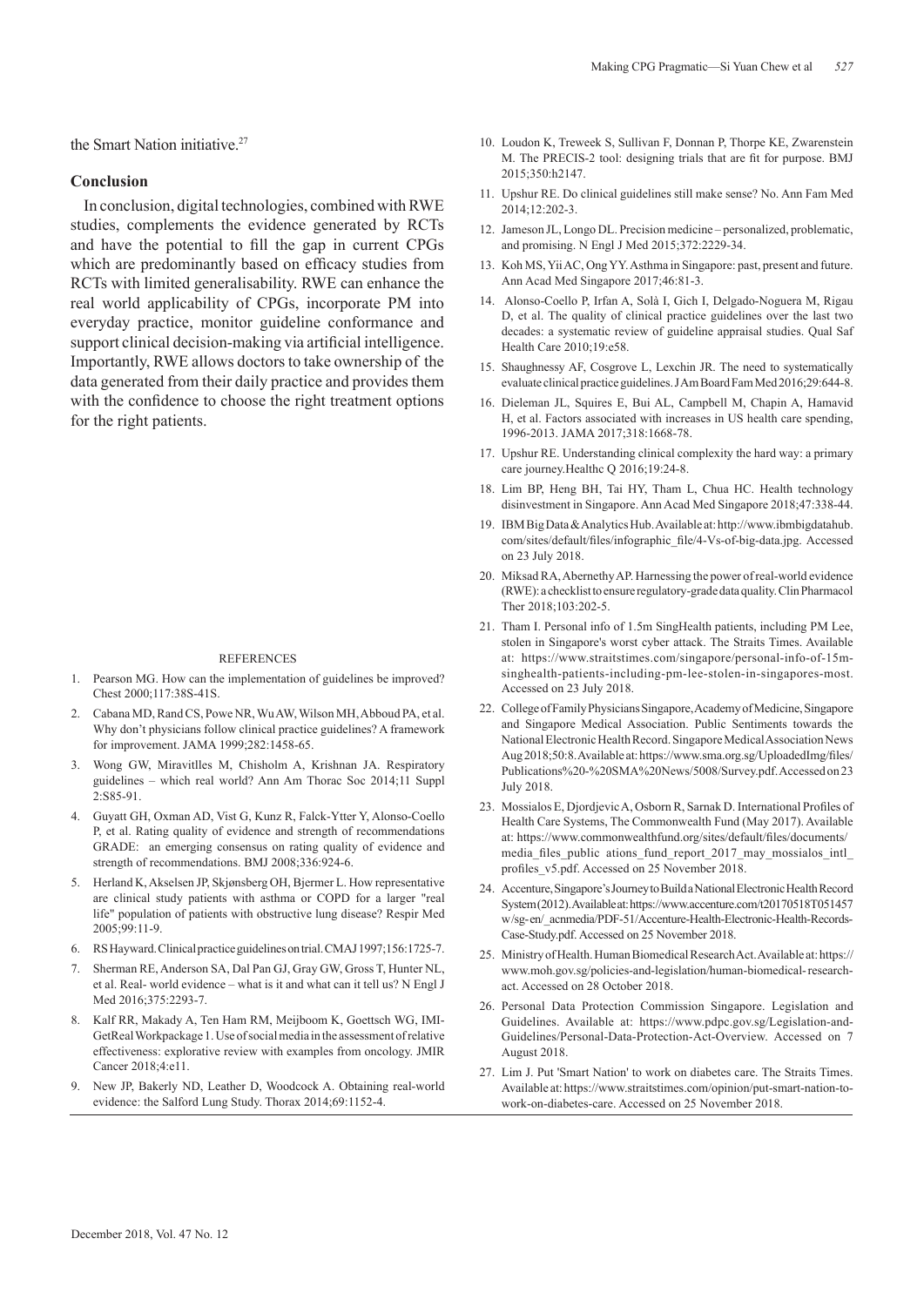the Smart Nation initiative.[27]

## Conclusion

In conclusion, digital technologies, combined with RWE studies, complements the evidence generated by RCTs and have the potential to fill the gap in current CPGs which are predominantly based on efficacy studies from RCTs with limited generalisability. RWE can enhance the real world applicability of CPGs, incorporate PM into everyday practice, monitor guideline conformance and support clinical decision-making via artificial intelligence. Importantly, RWE allows doctors to take ownership of the data generated from their daily practice and provides them with the confidence to choose the right treatment options for the right patients.

### REFERENCES

1. Pearson MG. How can the implementation of guidelines be improved? Chest 2000;117:38S-41S.
2. Cabana MD, Rand CS, Powe NR, Wu AW, Wilson MH, Abboud PA, et al. Why don't physicians follow clinical practice guidelines? A framework for improvement. JAMA 1999;282:1458-65.
3. Wong GW, Miravitlles M, Chisholm A, Krishnan JA. Respiratory guidelines – which real world? Ann Am Thorac Soc 2014;11 Suppl 2:S85-91.
4. Guyatt GH, Oxman AD, Vist G, Kunz R, Falck-Ytter Y, Alonso-Coello P, et al. Rating quality of evidence and strength of recommendations GRADE: an emerging consensus on rating quality of evidence and strength of recommendations. BMJ 2008;336:924-6.
5. Herland K, Akselsen JP, Skjønsberg OH, Bjermer L. How representative are clinical study patients with asthma or COPD for a larger "real life" population of patients with obstructive lung disease? Respir Med 2005;99:11-9.
6. RS Hayward. Clinical practice guidelines on trial. CMAJ 1997;156:1725-7.
7. Sherman RE, Anderson SA, Dal Pan GJ, Gray GW, Gross T, Hunter NL, et al. Real- world evidence – what is it and what can it tell us? N Engl J Med 2016;375:2293-7.
8. Kalf RR, Makady A, Ten Ham RM, Meijboom K, Goettsch WG, IMI-GetReal Workpackage 1. Use of social media in the assessment of relative effectiveness: explorative review with examples from oncology. JMIR Cancer 2018;4:e11.
9. New JP, Bakerly ND, Leather D, Woodcock A. Obtaining real-world evidence: the Salford Lung Study. Thorax 2014;69:1152-4.
10. Loudon K, Treweek S, Sullivan F, Donnan P, Thorpe KE, Zwarenstein M. The PRECIS-2 tool: designing trials that are fit for purpose. BMJ 2015;350:h2147.
11. Upshur RE. Do clinical guidelines still make sense? No. Ann Fam Med 2014;12:202-3.
12. Jameson JL, Longo DL. Precision medicine – personalized, problematic, and promising. N Engl J Med 2015;372:2229-34.
13. Koh MS, Yii AC, Ong YY. Asthma in Singapore: past, present and future. Ann Acad Med Singapore 2017;46:81-3.
14. Alonso-Coello P, Irfan A, Solà I, Gich I, Delgado-Noguera M, Rigau D, et al. The quality of clinical practice guidelines over the last two decades: a systematic review of guideline appraisal studies. Qual Saf Health Care 2010;19:e58.
15. Shaughnessy AF, Cosgrove L, Lexchin JR. The need to systematically evaluate clinical practice guidelines. J Am Board Fam Med 2016;29:644-8.
16. Dieleman JL, Squires E, Bui AL, Campbell M, Chapin A, Hamavid H, et al. Factors associated with increases in US health care spending, 1996-2013. JAMA 2017;318:1668-78.
17. Upshur RE. Understanding clinical complexity the hard way: a primary care journey.Healthc Q 2016;19:24-8.
18. Lim BP, Heng BH, Tai HY, Tham L, Chua HC. Health technology disinvestment in Singapore. Ann Acad Med Singapore 2018;47:338-44.
19. IBM Big Data & Analytics Hub. Available at: http://www.ibmbigdatahub.com/sites/default/files/infographic_file/4-Vs-of-big-data.jpg. Accessed on 23 July 2018.
20. Miksad RA, Abernethy AP. Harnessing the power of real-world evidence (RWE): a checklist to ensure regulatory-grade data quality. Clin Pharmacol Ther 2018;103:202-5.
21. Tham I. Personal info of 1.5m SingHealth patients, including PM Lee, stolen in Singapore's worst cyber attack. The Straits Times. Available at: https://www.straitstimes.com/singapore/personal-info-of-15m-singhealth-patients-including-pm-lee-stolen-in-singapores-most. Accessed on 23 July 2018.
22. College of Family Physicians Singapore, Academy of Medicine, Singapore and Singapore Medical Association. Public Sentiments towards the National Electronic Health Record. Singapore Medical Association News Aug 2018;50:8. Available at: https://www.sma.org.sg/UploadedImg/files/Publications%20-%20SMA%20News/5008/Survey.pdf. Accessed on 23 July 2018.
23. Mossialos E, Djordjevic A, Osborn R, Sarnak D. International Profiles of Health Care Systems, The Commonwealth Fund (May 2017). Available at: https://www.commonwealthfund.org/sites/default/files/documents/media_files_public ations_fund_report_2017_may_mossialos_intl_profiles_v5.pdf. Accessed on 25 November 2018.
24. Accenture, Singapore's Journey to Build a National Electronic Health Record System (2012). Available at: https://www.accenture.com/t20170518T051457w/sg-en/_acnmedia/PDF-51/Accenture-Health-Electronic-Health-Records-Case-Study.pdf. Accessed on 25 November 2018.
25. Ministry of Health. Human Biomedical Research Act. Available at: https://www.moh.gov.sg/policies-and-legislation/human-biomedical-research-act. Accessed on 28 October 2018.
26. Personal Data Protection Commission Singapore. Legislation and Guidelines. Available at: https://www.pdpc.gov.sg/Legislation-and-Guidelines/Personal-Data-Protection-Act-Overview. Accessed on 7 August 2018.
27. Lim J. Put 'Smart Nation' to work on diabetes care. The Straits Times. Available at: https://www.straitstimes.com/opinion/put-smart-nation-to-work-on-diabetes-care. Accessed on 25 November 2018.